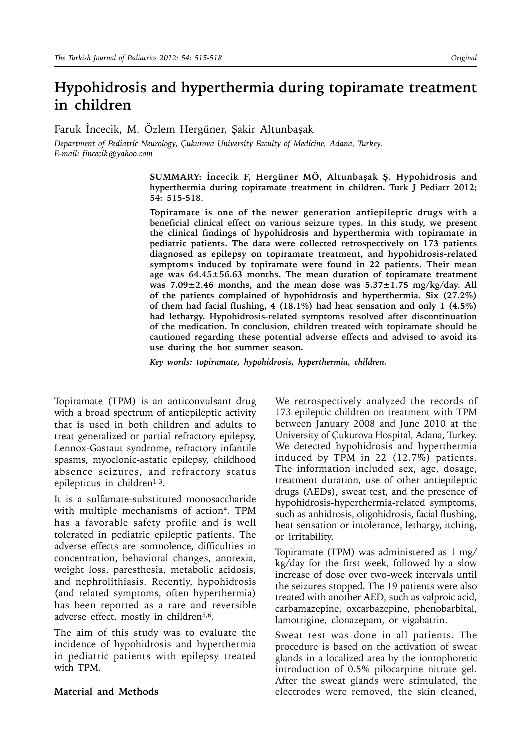# Hypohidrosis and hyperthermia during topiramate treatment in children

Faruk İncecik, M. Özlem Hergüner, Şakir Altunbaşak

*Department of Pediatric Neurology, Çukurova University Faculty of Medicine, Adana, Turkey.*
*E-mail: fincecik@yahoo.com*

**SUMMARY: İncecik F, Hergüner MÖ, Altunbaşak Ş. Hypohidrosis and hyperthermia during topiramate treatment in children. Turk J Pediatr 2012; 54: 515-518.**

**Topiramate is one of the newer generation antiepileptic drugs with a beneficial clinical effect on various seizure types. In this study, we present the clinical findings of hypohidrosis and hyperthermia with topiramate in pediatric patients. The data were collected retrospectively on 173 patients diagnosed as epilepsy on topiramate treatment, and hypohidrosis-related symptoms induced by topiramate were found in 22 patients. Their mean age was 64.45±56.63 months. The mean duration of topiramate treatment was 7.09±2.46 months, and the mean dose was 5.37±1.75 mg/kg/day. All of the patients complained of hypohidrosis and hyperthermia. Six (27.2%) of them had facial flushing, 4 (18.1%) had heat sensation and only 1 (4.5%) had lethargy. Hypohidrosis-related symptoms resolved after discontinuation of the medication. In conclusion, children treated with topiramate should be cautioned regarding these potential adverse effects and advised to avoid its use during the hot summer season.**

***Key words: topiramate, hypohidrosis, hyperthermia, children.***

---

Topiramate (TPM) is an anticonvulsant drug with a broad spectrum of antiepileptic activity that is used in both children and adults to treat generalized or partial refractory epilepsy, Lennox-Gastaut syndrome, refractory infantile spasms, myoclonic-astatic epilepsy, childhood absence seizures, and refractory status epilepticus in children[1-3].

It is a sulfamate-substituted monosaccharide with multiple mechanisms of action[4]. TPM has a favorable safety profile and is well tolerated in pediatric epileptic patients. The adverse effects are somnolence, difficulties in concentration, behavioral changes, anorexia, weight loss, paresthesia, metabolic acidosis, and nephrolithiasis. Recently, hypohidrosis (and related symptoms, often hyperthermia) has been reported as a rare and reversible adverse effect, mostly in children[5,6].

The aim of this study was to evaluate the incidence of hypohidrosis and hyperthermia in pediatric patients with epilepsy treated with TPM.

## Material and Methods

We retrospectively analyzed the records of 173 epileptic children on treatment with TPM between January 2008 and June 2010 at the University of Çukurova Hospital, Adana, Turkey. We detected hypohidrosis and hyperthermia induced by TPM in 22 (12.7%) patients. The information included sex, age, dosage, treatment duration, use of other antiepileptic drugs (AEDs), sweat test, and the presence of hypohidrosis-hyperthermia-related symptoms, such as anhidrosis, oligohidrosis, facial flushing, heat sensation or intolerance, lethargy, itching, or irritability.

Topiramate (TPM) was administered as 1 mg/kg/day for the first week, followed by a slow increase of dose over two-week intervals until the seizures stopped. The 19 patients were also treated with another AED, such as valproic acid, carbamazepine, oxcarbazepine, phenobarbital, lamotrigine, clonazepam, or vigabatrin.

Sweat test was done in all patients. The procedure is based on the activation of sweat glands in a localized area by the iontophoretic introduction of 0.5% pilocarpine nitrate gel. After the sweat glands were stimulated, the electrodes were removed, the skin cleaned,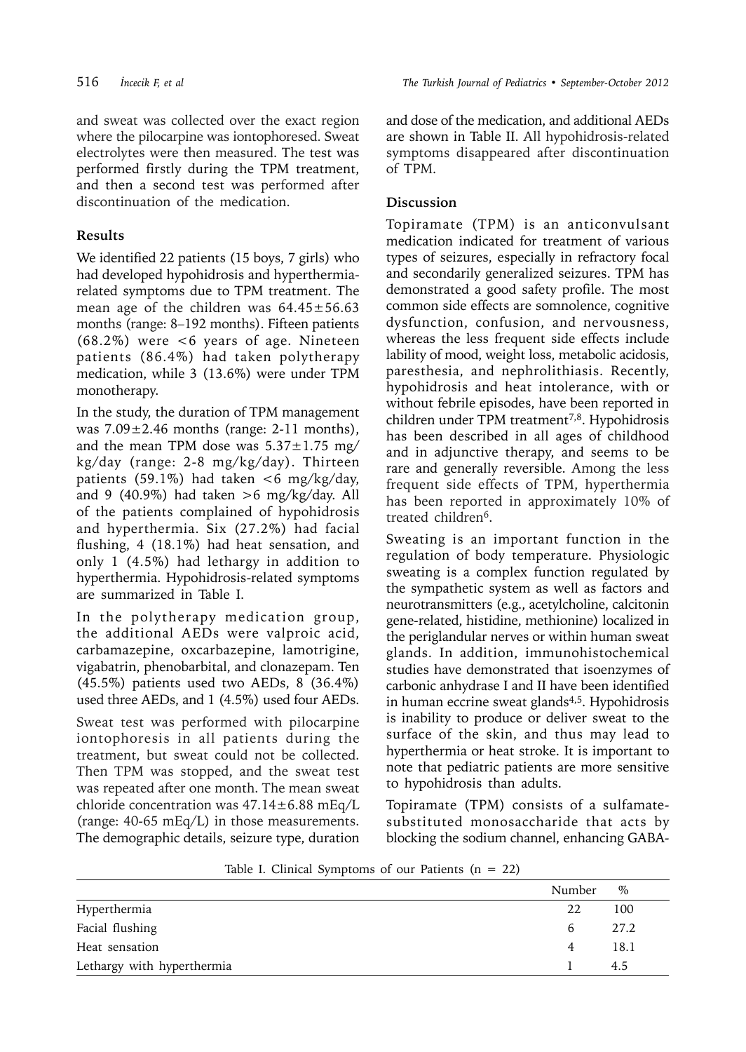and sweat was collected over the exact region where the pilocarpine was iontophoresed. Sweat electrolytes were then measured. The test was performed firstly during the TPM treatment, and then a second test was performed after discontinuation of the medication.

## Results

We identified 22 patients (15 boys, 7 girls) who had developed hypohidrosis and hyperthermia-related symptoms due to TPM treatment. The mean age of the children was $64.45 \pm 56.63$ months (range: 8–192 months). Fifteen patients (68.2%) were <6 years of age. Nineteen patients (86.4%) had taken polytherapy medication, while 3 (13.6%) were under TPM monotherapy.

In the study, the duration of TPM management was $7.09 \pm 2.46$ months (range: 2-11 months), and the mean TPM dose was $5.37 \pm 1.75$ mg/kg/day (range: 2-8 mg/kg/day). Thirteen patients (59.1%) had taken <6 mg/kg/day, and 9 (40.9%) had taken >6 mg/kg/day. All of the patients complained of hypohidrosis and hyperthermia. Six (27.2%) had facial flushing, 4 (18.1%) had heat sensation, and only 1 (4.5%) had lethargy in addition to hyperthermia. Hypohidrosis-related symptoms are summarized in Table I.

In the polytherapy medication group, the additional AEDs were valproic acid, carbamazepine, oxcarbazepine, lamotrigine, vigabatrin, phenobarbital, and clonazepam. Ten (45.5%) patients used two AEDs, 8 (36.4%) used three AEDs, and 1 (4.5%) used four AEDs.

Sweat test was performed with pilocarpine iontophoresis in all patients during the treatment, but sweat could not be collected. Then TPM was stopped, and the sweat test was repeated after one month. The mean sweat chloride concentration was $47.14 \pm 6.88$ mEq/L (range: 40-65 mEq/L) in those measurements. The demographic details, seizure type, duration and dose of the medication, and additional AEDs are shown in Table II. All hypohidrosis-related symptoms disappeared after discontinuation of TPM.

## Discussion

Topiramate (TPM) is an anticonvulsant medication indicated for treatment of various types of seizures, especially in refractory focal and secondarily generalized seizures. TPM has demonstrated a good safety profile. The most common side effects are somnolence, cognitive dysfunction, confusion, and nervousness, whereas the less frequent side effects include lability of mood, weight loss, metabolic acidosis, paresthesia, and nephrolithiasis. Recently, hypohidrosis and heat intolerance, with or without febrile episodes, have been reported in children under TPM treatment[7,8]. Hypohidrosis has been described in all ages of childhood and in adjunctive therapy, and seems to be rare and generally reversible. Among the less frequent side effects of TPM, hyperthermia has been reported in approximately 10% of treated children[6].

Sweating is an important function in the regulation of body temperature. Physiologic sweating is a complex function regulated by the sympathetic system as well as factors and neurotransmitters (e.g., acetylcholine, calcitonin gene-related, histidine, methionine) localized in the periglandular nerves or within human sweat glands. In addition, immunohistochemical studies have demonstrated that isoenzymes of carbonic anhydrase I and II have been identified in human eccrine sweat glands[4,5]. Hypohidrosis is inability to produce or deliver sweat to the surface of the skin, and thus may lead to hyperthermia or heat stroke. It is important to note that pediatric patients are more sensitive to hypohidrosis than adults.

Topiramate (TPM) consists of a sulfamate-substituted monosaccharide that acts by blocking the sodium channel, enhancing GABA-

Table I. Clinical Symptoms of our Patients (n = 22)

| | Number | % |
|---|---|---|
| Hyperthermia | 22 | 100 |
| Facial flushing | 6 | 27.2 |
| Heat sensation | 4 | 18.1 |
| Lethargy with hyperthermia | 1 | 4.5 |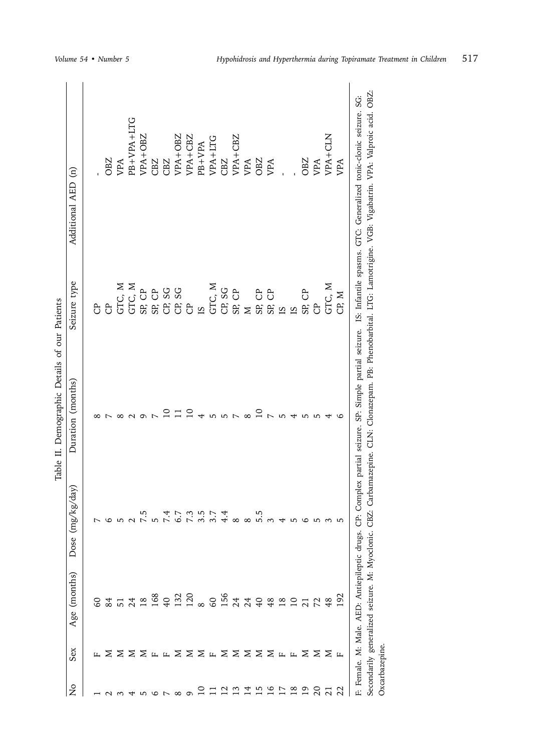Table II. Demographic Details of our Patients

| No | Sex | Age (months) | Dose (mg/kg/day) | Duration (months) | Seizure type | Additional AED (n) |
|---|---|---|---|---|---|---|
| 1 | F | 60 | 7 | 8 | CP | - |
| 2 | M | 84 | 6 | 7 | CP | OBZ |
| 3 | M | 51 | 5 | 8 | GTC, M | VPA |
| 4 | M | 24 | 2 | 2 | GTC, M | PB+VPA+LTG |
| 5 | M | 18 | 7.5 | 9 | SP, CP | VPA+OBZ |
| 6 | F | 168 | 5 | 7 | SP, CP | CBZ |
| 7 | F | 40 | 7.4 | 10 | CP, SG | CBZ |
| 8 | M | 132 | 6.7 | 11 | CP, SG | VPA+OBZ |
| 9 | M | 120 | 7.3 | 10 | CP | VPA+CBZ |
| 10 | M | 8 | 3.5 | 4 | IS | PB+VPA |
| 11 | F | 60 | 3.7 | 5 | GTC, M | VPA+LTG |
| 12 | M | 156 | 4.4 | 5 | CP, SG | CBZ |
| 13 | M | 24 | 8 | 7 | SP, CP | VPA+CBZ |
| 14 | M | 24 | 8 | 8 | M | VPA |
| 15 | M | 40 | 5.5 | 10 | SP, CP | OBZ |
| 16 | M | 48 | 3 | 7 | SP, CP | VPA |
| 17 | F | 18 | 4 | 5 | IS | - |
| 18 | F | 10 | 5 | 4 | IS | - |
| 19 | M | 21 | 6 | 5 | SP, CP | OBZ |
| 20 | M | 72 | 5 | 5 | CP | VPA |
| 21 | M | 48 | 3 | 4 | GTC, M | VPA+CLN |
| 22 | F | 192 | 5 | 6 | CP, M | VPA |

F: Female. M: Male. AED: Antiepileptic drugs. CP: Complex partial seizure. SP: Simple partial seizure. IS: Infantile spasms. GTC: Generalized tonic-clonic seizure. SG: Secondarily generalized seizure. M: Myoclonic. CBZ: Carbamazepine. CLN: Clonazepam. PB: Phenobarbital. LTG: Lamotrigine. VGB: Vigabatrin. VPA: Valproic acid. OBZ: Oxcarbazepine.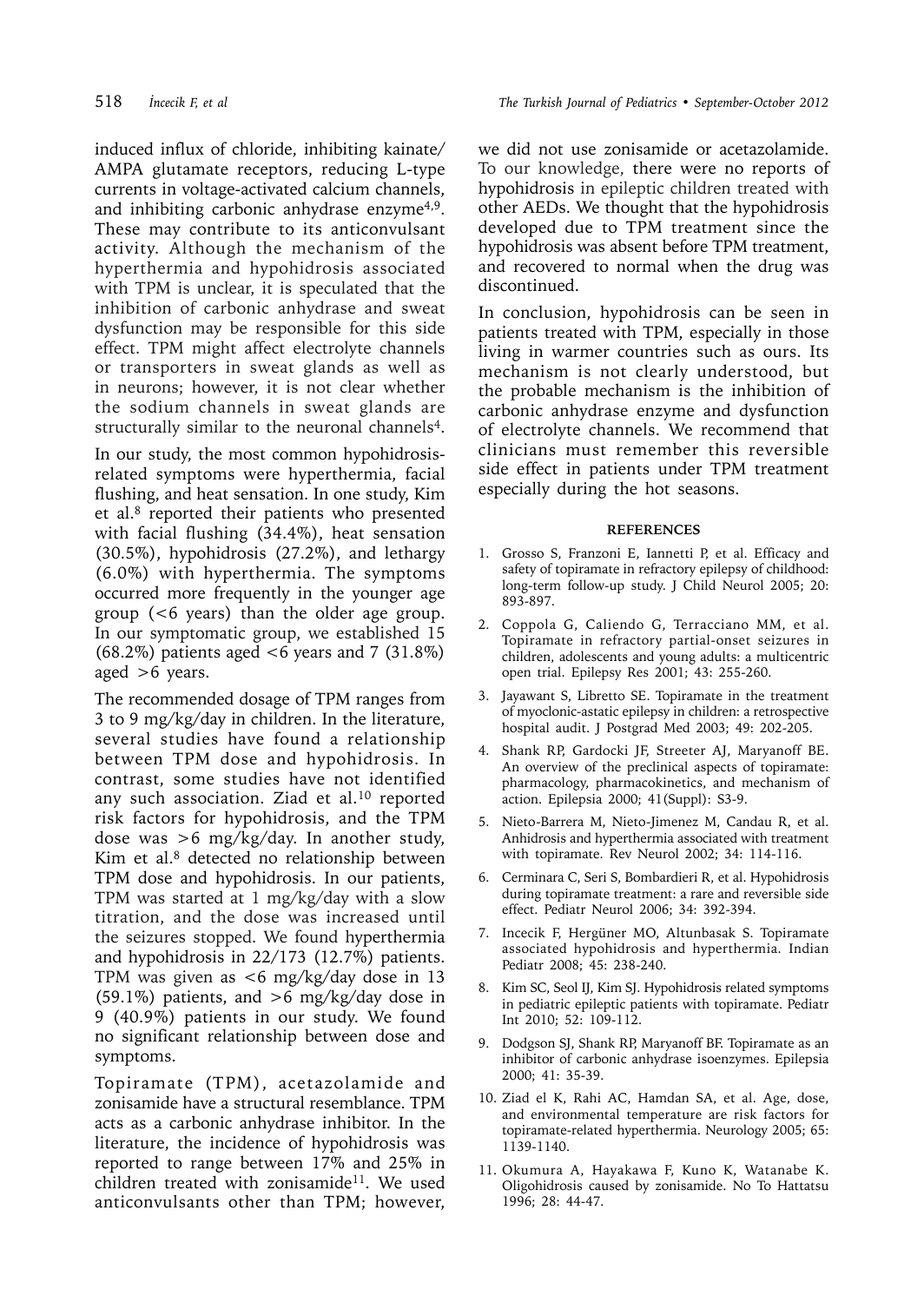induced influx of chloride, inhibiting kainate/AMPA glutamate receptors, reducing L-type currents in voltage-activated calcium channels, and inhibiting carbonic anhydrase enzyme[4,9]. These may contribute to its anticonvulsant activity. Although the mechanism of the hyperthermia and hypohidrosis associated with TPM is unclear, it is speculated that the inhibition of carbonic anhydrase and sweat dysfunction may be responsible for this side effect. TPM might affect electrolyte channels or transporters in sweat glands as well as in neurons; however, it is not clear whether the sodium channels in sweat glands are structurally similar to the neuronal channels[4].

In our study, the most common hypohidrosis-related symptoms were hyperthermia, facial flushing, and heat sensation. In one study, Kim et al.[8] reported their patients who presented with facial flushing (34.4%), heat sensation (30.5%), hypohidrosis (27.2%), and lethargy (6.0%) with hyperthermia. The symptoms occurred more frequently in the younger age group (<6 years) than the older age group. In our symptomatic group, we established 15 (68.2%) patients aged <6 years and 7 (31.8%) aged >6 years.

The recommended dosage of TPM ranges from 3 to 9 mg/kg/day in children. In the literature, several studies have found a relationship between TPM dose and hypohidrosis. In contrast, some studies have not identified any such association. Ziad et al.[10] reported risk factors for hypohidrosis, and the TPM dose was >6 mg/kg/day. In another study, Kim et al.[8] detected no relationship between TPM dose and hypohidrosis. In our patients, TPM was started at 1 mg/kg/day with a slow titration, and the dose was increased until the seizures stopped. We found hyperthermia and hypohidrosis in 22/173 (12.7%) patients. TPM was given as <6 mg/kg/day dose in 13 (59.1%) patients, and >6 mg/kg/day dose in 9 (40.9%) patients in our study. We found no significant relationship between dose and symptoms.

Topiramate (TPM), acetazolamide and zonisamide have a structural resemblance. TPM acts as a carbonic anhydrase inhibitor. In the literature, the incidence of hypohidrosis was reported to range between 17% and 25% in children treated with zonisamide[11]. We used anticonvulsants other than TPM; however, we did not use zonisamide or acetazolamide. To our knowledge, there were no reports of hypohidrosis in epileptic children treated with other AEDs. We thought that the hypohidrosis developed due to TPM treatment since the hypohidrosis was absent before TPM treatment, and recovered to normal when the drug was discontinued.

In conclusion, hypohidrosis can be seen in patients treated with TPM, especially in those living in warmer countries such as ours. Its mechanism is not clearly understood, but the probable mechanism is the inhibition of carbonic anhydrase enzyme and dysfunction of electrolyte channels. We recommend that clinicians must remember this reversible side effect in patients under TPM treatment especially during the hot seasons.

## REFERENCES

1. Grosso S, Franzoni E, Iannetti P, et al. Efficacy and safety of topiramate in refractory epilepsy of childhood: long-term follow-up study. J Child Neurol 2005; 20: 893-897.
2. Coppola G, Caliendo G, Terracciano MM, et al. Topiramate in refractory partial-onset seizures in children, adolescents and young adults: a multicentric open trial. Epilepsy Res 2001; 43: 255-260.
3. Jayawant S, Libretto SE. Topiramate in the treatment of myoclonic-astatic epilepsy in children: a retrospective hospital audit. J Postgrad Med 2003; 49: 202-205.
4. Shank RP, Gardocki JF, Streeter AJ, Maryanoff BE. An overview of the preclinical aspects of topiramate: pharmacology, pharmacokinetics, and mechanism of action. Epilepsia 2000; 41(Suppl): S3-9.
5. Nieto-Barrera M, Nieto-Jimenez M, Candau R, et al. Anhidrosis and hyperthermia associated with treatment with topiramate. Rev Neurol 2002; 34: 114-116.
6. Cerminara C, Seri S, Bombardieri R, et al. Hypohidrosis during topiramate treatment: a rare and reversible side effect. Pediatr Neurol 2006; 34: 392-394.
7. Incecik F, Hergüner MO, Altunbasak S. Topiramate associated hypohidrosis and hyperthermia. Indian Pediatr 2008; 45: 238-240.
8. Kim SC, Seol IJ, Kim SJ. Hypohidrosis related symptoms in pediatric epileptic patients with topiramate. Pediatr Int 2010; 52: 109-112.
9. Dodgson SJ, Shank RP, Maryanoff BE. Topiramate as an inhibitor of carbonic anhydrase isoenzymes. Epilepsia 2000; 41: 35-39.
10. Ziad el K, Rahi AC, Hamdan SA, et al. Age, dose, and environmental temperature are risk factors for topiramate-related hyperthermia. Neurology 2005; 65: 1139-1140.
11. Okumura A, Hayakawa F, Kuno K, Watanabe K. Oligohidrosis caused by zonisamide. No To Hattatsu 1996; 28: 44-47.